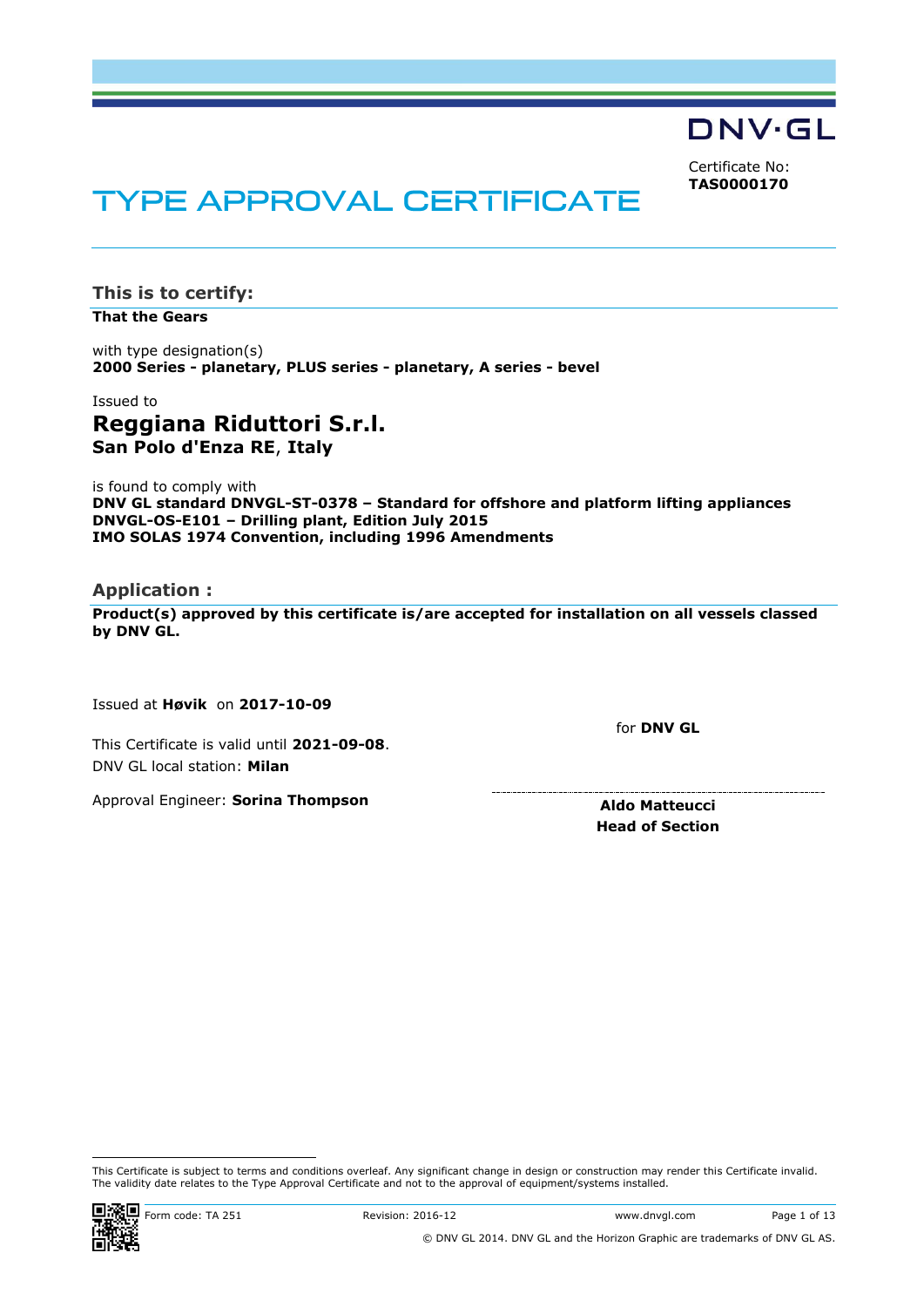DNV·GL

Certificate No:
**TAS0000170**

# TYPE APPROVAL CERTIFICATE

## This is to certify:

**That the Gears**

with type designation(s)
**2000 Series - planetary, PLUS series - planetary, A series - bevel**

Issued to
## Reggiana Riduttori S.r.l.
**San Polo d'Enza RE**, **Italy**

is found to comply with
**DNV GL standard DNVGL-ST-0378 – Standard for offshore and platform lifting appliances**
**DNVGL-OS-E101 – Drilling plant, Edition July 2015**
**IMO SOLAS 1974 Convention, including 1996 Amendments**

## Application :

**Product(s) approved by this certificate is/are accepted for installation on all vessels classed by DNV GL.**

Issued at **Høvik** on **2017-10-09**

This Certificate is valid until **2021-09-08**.
DNV GL local station: **Milan**

Approval Engineer: **Sorina Thompson**

for **DNV GL**

**Aldo Matteucci**
**Head of Section**

This Certificate is subject to terms and conditions overleaf. Any significant change in design or construction may render this Certificate invalid. The validity date relates to the Type Approval Certificate and not to the approval of equipment/systems installed.

Form code: TA 251 Revision: 2016-12 www.dnvgl.com

© DNV GL 2014. DNV GL and the Horizon Graphic are trademarks of DNV GL AS.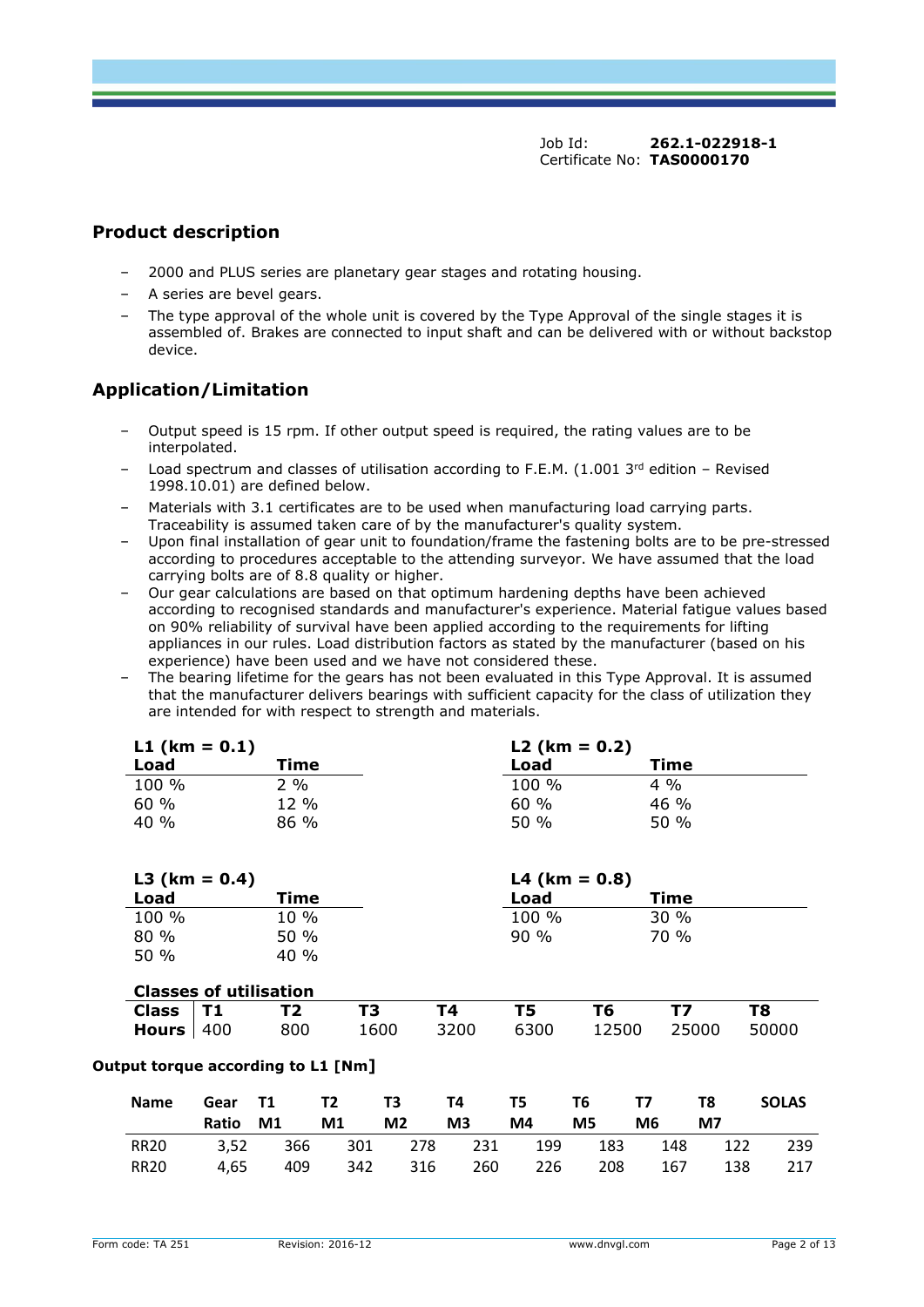Job Id: **262.1-022918-1**
Certificate No: **TAS0000170**

## Product description

- 2000 and PLUS series are planetary gear stages and rotating housing.
- A series are bevel gears.
- The type approval of the whole unit is covered by the Type Approval of the single stages it is assembled of. Brakes are connected to input shaft and can be delivered with or without backstop device.

## Application/Limitation

- Output speed is 15 rpm. If other output speed is required, the rating values are to be interpolated.
- Load spectrum and classes of utilisation according to F.E.M. (1.001 3rd edition – Revised 1998.10.01) are defined below.
- Materials with 3.1 certificates are to be used when manufacturing load carrying parts. Traceability is assumed taken care of by the manufacturer's quality system.
- Upon final installation of gear unit to foundation/frame the fastening bolts are to be pre-stressed according to procedures acceptable to the attending surveyor. We have assumed that the load carrying bolts are of 8.8 quality or higher.
- Our gear calculations are based on that optimum hardening depths have been achieved according to recognised standards and manufacturer's experience. Material fatigue values based on 90% reliability of survival have been applied according to the requirements for lifting appliances in our rules. Load distribution factors as stated by the manufacturer (based on his experience) have been used and we have not considered these.
- The bearing lifetime for the gears has not been evaluated in this Type Approval. It is assumed that the manufacturer delivers bearings with sufficient capacity for the class of utilization they are intended for with respect to strength and materials.

**L1 (km = 0.1)**

| Load | Time |
|---|---|
| 100 % | 2 % |
| 60 % | 12 % |
| 40 % | 86 % |

**L2 (km = 0.2)**

| Load | Time |
|---|---|
| 100 % | 4 % |
| 60 % | 46 % |
| 50 % | 50 % |

**L3 (km = 0.4)**

| Load | Time |
|---|---|
| 100 % | 10 % |
| 80 % | 50 % |
| 50 % | 40 % |

**L4 (km = 0.8)**

| Load | Time |
|---|---|
| 100 % | 30 % |
| 90 % | 70 % |

**Classes of utilisation**

| Class | T1 | T2 | T3 | T4 | T5 | T6 | T7 | T8 |
|---|---|---|---|---|---|---|---|---|
| Hours | 400 | 800 | 1600 | 3200 | 6300 | 12500 | 25000 | 50000 |

**Output torque according to L1 [Nm]**

| Name | Gear Ratio | T1 M1 | T2 M1 | T3 M2 | T4 M3 | T5 M4 | T6 M5 | T7 M6 | T8 M7 | SOLAS |
|---|---|---|---|---|---|---|---|---|---|---|
| RR20 | 3,52 | 366 | 301 | 278 | 231 | 199 | 183 | 148 | 122 | 239 |
| RR20 | 4,65 | 409 | 342 | 316 | 260 | 226 | 208 | 167 | 138 | 217 |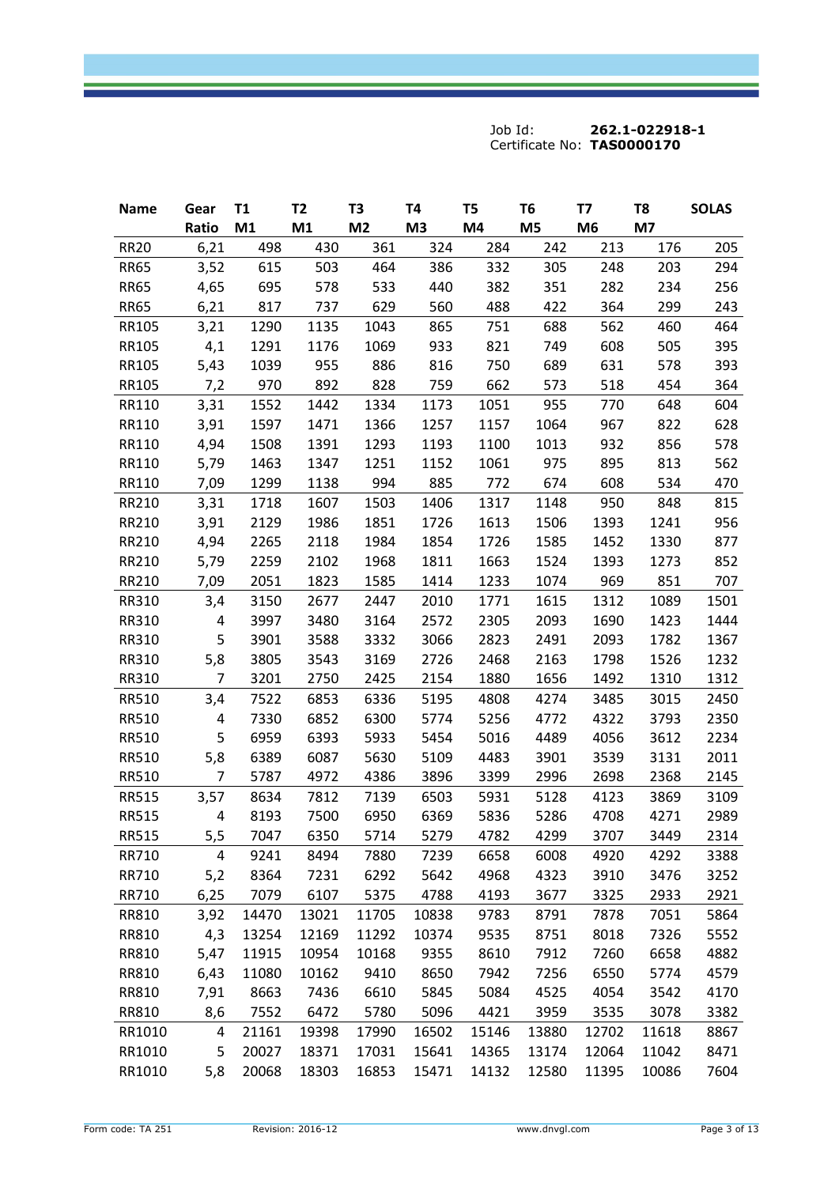Job Id: **262.1-022918-1**
Certificate No: **TAS0000170**

| Name | Gear Ratio | T1 M1 | T2 M1 | T3 M2 | T4 M3 | T5 M4 | T6 M5 | T7 M6 | T8 M7 | SOLAS |
|---|---|---|---|---|---|---|---|---|---|---|
| RR20 | 6,21 | 498 | 430 | 361 | 324 | 284 | 242 | 213 | 176 | 205 |
| RR65 | 3,52 | 615 | 503 | 464 | 386 | 332 | 305 | 248 | 203 | 294 |
| RR65 | 4,65 | 695 | 578 | 533 | 440 | 382 | 351 | 282 | 234 | 256 |
| RR65 | 6,21 | 817 | 737 | 629 | 560 | 488 | 422 | 364 | 299 | 243 |
| RR105 | 3,21 | 1290 | 1135 | 1043 | 865 | 751 | 688 | 562 | 460 | 464 |
| RR105 | 4,1 | 1291 | 1176 | 1069 | 933 | 821 | 749 | 608 | 505 | 395 |
| RR105 | 5,43 | 1039 | 955 | 886 | 816 | 750 | 689 | 631 | 578 | 393 |
| RR105 | 7,2 | 970 | 892 | 828 | 759 | 662 | 573 | 518 | 454 | 364 |
| RR110 | 3,31 | 1552 | 1442 | 1334 | 1173 | 1051 | 955 | 770 | 648 | 604 |
| RR110 | 3,91 | 1597 | 1471 | 1366 | 1257 | 1157 | 1064 | 967 | 822 | 628 |
| RR110 | 4,94 | 1508 | 1391 | 1293 | 1193 | 1100 | 1013 | 932 | 856 | 578 |
| RR110 | 5,79 | 1463 | 1347 | 1251 | 1152 | 1061 | 975 | 895 | 813 | 562 |
| RR110 | 7,09 | 1299 | 1138 | 994 | 885 | 772 | 674 | 608 | 534 | 470 |
| RR210 | 3,31 | 1718 | 1607 | 1503 | 1406 | 1317 | 1148 | 950 | 848 | 815 |
| RR210 | 3,91 | 2129 | 1986 | 1851 | 1726 | 1613 | 1506 | 1393 | 1241 | 956 |
| RR210 | 4,94 | 2265 | 2118 | 1984 | 1854 | 1726 | 1585 | 1452 | 1330 | 877 |
| RR210 | 5,79 | 2259 | 2102 | 1968 | 1811 | 1663 | 1524 | 1393 | 1273 | 852 |
| RR210 | 7,09 | 2051 | 1823 | 1585 | 1414 | 1233 | 1074 | 969 | 851 | 707 |
| RR310 | 3,4 | 3150 | 2677 | 2447 | 2010 | 1771 | 1615 | 1312 | 1089 | 1501 |
| RR310 | 4 | 3997 | 3480 | 3164 | 2572 | 2305 | 2093 | 1690 | 1423 | 1444 |
| RR310 | 5 | 3901 | 3588 | 3332 | 3066 | 2823 | 2491 | 2093 | 1782 | 1367 |
| RR310 | 5,8 | 3805 | 3543 | 3169 | 2726 | 2468 | 2163 | 1798 | 1526 | 1232 |
| RR310 | 7 | 3201 | 2750 | 2425 | 2154 | 1880 | 1656 | 1492 | 1310 | 1312 |
| RR510 | 3,4 | 7522 | 6853 | 6336 | 5195 | 4808 | 4274 | 3485 | 3015 | 2450 |
| RR510 | 4 | 7330 | 6852 | 6300 | 5774 | 5256 | 4772 | 4322 | 3793 | 2350 |
| RR510 | 5 | 6959 | 6393 | 5933 | 5454 | 5016 | 4489 | 4056 | 3612 | 2234 |
| RR510 | 5,8 | 6389 | 6087 | 5630 | 5109 | 4483 | 3901 | 3539 | 3131 | 2011 |
| RR510 | 7 | 5787 | 4972 | 4386 | 3896 | 3399 | 2996 | 2698 | 2368 | 2145 |
| RR515 | 3,57 | 8634 | 7812 | 7139 | 6503 | 5931 | 5128 | 4123 | 3869 | 3109 |
| RR515 | 4 | 8193 | 7500 | 6950 | 6369 | 5836 | 5286 | 4708 | 4271 | 2989 |
| RR515 | 5,5 | 7047 | 6350 | 5714 | 5279 | 4782 | 4299 | 3707 | 3449 | 2314 |
| RR710 | 4 | 9241 | 8494 | 7880 | 7239 | 6658 | 6008 | 4920 | 4292 | 3388 |
| RR710 | 5,2 | 8364 | 7231 | 6292 | 5642 | 4968 | 4323 | 3910 | 3476 | 3252 |
| RR710 | 6,25 | 7079 | 6107 | 5375 | 4788 | 4193 | 3677 | 3325 | 2933 | 2921 |
| RR810 | 3,92 | 14470 | 13021 | 11705 | 10838 | 9783 | 8791 | 7878 | 7051 | 5864 |
| RR810 | 4,3 | 13254 | 12169 | 11292 | 10374 | 9535 | 8751 | 8018 | 7326 | 5552 |
| RR810 | 5,47 | 11915 | 10954 | 10168 | 9355 | 8610 | 7912 | 7260 | 6658 | 4882 |
| RR810 | 6,43 | 11080 | 10162 | 9410 | 8650 | 7942 | 7256 | 6550 | 5774 | 4579 |
| RR810 | 7,91 | 8663 | 7436 | 6610 | 5845 | 5084 | 4525 | 4054 | 3542 | 4170 |
| RR810 | 8,6 | 7552 | 6472 | 5780 | 5096 | 4421 | 3959 | 3535 | 3078 | 3382 |
| RR1010 | 4 | 21161 | 19398 | 17990 | 16502 | 15146 | 13880 | 12702 | 11618 | 8867 |
| RR1010 | 5 | 20027 | 18371 | 17031 | 15641 | 14365 | 13174 | 12064 | 11042 | 8471 |
| RR1010 | 5,8 | 20068 | 18303 | 16853 | 15471 | 14132 | 12580 | 11395 | 10086 | 7604 |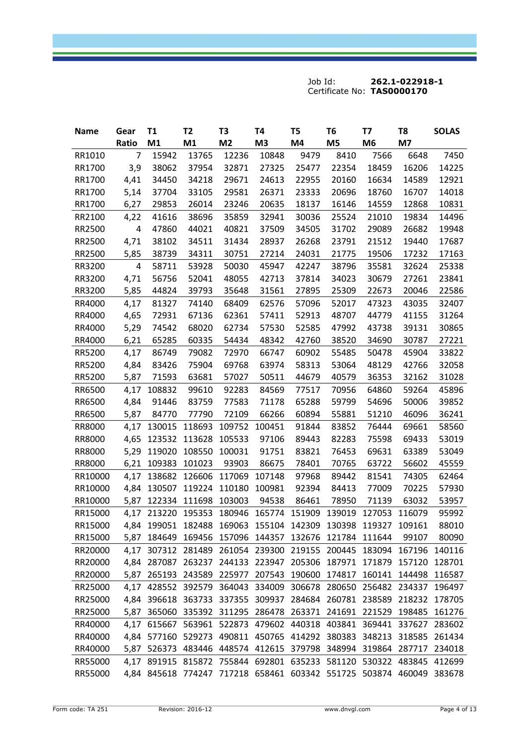Job Id: **262.1-022918-1**
Certificate No: **TAS0000170**

| Name | Gear Ratio | T1 M1 | T2 M1 | T3 M2 | T4 M3 | T5 M4 | T6 M5 | T7 M6 | T8 M7 | SOLAS |
|---|---|---|---|---|---|---|---|---|---|---|
| RR1010 | 7 | 15942 | 13765 | 12236 | 10848 | 9479 | 8410 | 7566 | 6648 | 7450 |
| RR1700 | 3,9 | 38062 | 37954 | 32871 | 27325 | 25477 | 22354 | 18459 | 16206 | 14225 |
| RR1700 | 4,41 | 34450 | 34218 | 29671 | 24613 | 22955 | 20160 | 16634 | 14589 | 12921 |
| RR1700 | 5,14 | 37704 | 33105 | 29581 | 26371 | 23333 | 20696 | 18760 | 16707 | 14018 |
| RR1700 | 6,27 | 29853 | 26014 | 23246 | 20635 | 18137 | 16146 | 14559 | 12868 | 10831 |
| RR2100 | 4,22 | 41616 | 38696 | 35859 | 32941 | 30036 | 25524 | 21010 | 19834 | 14496 |
| RR2500 | 4 | 47860 | 44021 | 40821 | 37509 | 34505 | 31702 | 29089 | 26682 | 19948 |
| RR2500 | 4,71 | 38102 | 34511 | 31434 | 28937 | 26268 | 23791 | 21512 | 19440 | 17687 |
| RR2500 | 5,85 | 38739 | 34311 | 30751 | 27214 | 24031 | 21775 | 19506 | 17232 | 17163 |
| RR3200 | 4 | 58711 | 53928 | 50030 | 45947 | 42247 | 38796 | 35581 | 32624 | 25338 |
| RR3200 | 4,71 | 56756 | 52041 | 48055 | 42713 | 37814 | 34023 | 30679 | 27261 | 23841 |
| RR3200 | 5,85 | 44824 | 39793 | 35648 | 31561 | 27895 | 25309 | 22673 | 20046 | 22586 |
| RR4000 | 4,17 | 81327 | 74140 | 68409 | 62576 | 57096 | 52017 | 47323 | 43035 | 32407 |
| RR4000 | 4,65 | 72931 | 67136 | 62361 | 57411 | 52913 | 48707 | 44779 | 41155 | 31264 |
| RR4000 | 5,29 | 74542 | 68020 | 62734 | 57530 | 52585 | 47992 | 43738 | 39131 | 30865 |
| RR4000 | 6,21 | 65285 | 60335 | 54434 | 48342 | 42760 | 38520 | 34690 | 30787 | 27221 |
| RR5200 | 4,17 | 86749 | 79082 | 72970 | 66747 | 60902 | 55485 | 50478 | 45904 | 33822 |
| RR5200 | 4,84 | 83426 | 75904 | 69768 | 63974 | 58313 | 53064 | 48129 | 42766 | 32058 |
| RR5200 | 5,87 | 71593 | 63681 | 57027 | 50511 | 44679 | 40579 | 36353 | 32162 | 31028 |
| RR6500 | 4,17 | 108832 | 99610 | 92283 | 84569 | 77517 | 70956 | 64860 | 59264 | 45896 |
| RR6500 | 4,84 | 91446 | 83759 | 77583 | 71178 | 65288 | 59799 | 54696 | 50006 | 39852 |
| RR6500 | 5,87 | 84770 | 77790 | 72109 | 66266 | 60894 | 55881 | 51210 | 46096 | 36241 |
| RR8000 | 4,17 | 130015 | 118693 | 109752 | 100451 | 91844 | 83852 | 76444 | 69661 | 58560 |
| RR8000 | 4,65 | 123532 | 113628 | 105533 | 97106 | 89443 | 82283 | 75598 | 69433 | 53019 |
| RR8000 | 5,29 | 119020 | 108550 | 100031 | 91751 | 83821 | 76453 | 69631 | 63389 | 53049 |
| RR8000 | 6,21 | 109383 | 101023 | 93903 | 86675 | 78401 | 70765 | 63722 | 56602 | 45559 |
| RR10000 | 4,17 | 138682 | 126606 | 117069 | 107148 | 97968 | 89442 | 81541 | 74305 | 62464 |
| RR10000 | 4,84 | 130507 | 119224 | 110180 | 100981 | 92394 | 84413 | 77009 | 70225 | 57930 |
| RR10000 | 5,87 | 122334 | 111698 | 103003 | 94538 | 86461 | 78950 | 71139 | 63032 | 53957 |
| RR15000 | 4,17 | 213220 | 195353 | 180946 | 165774 | 151909 | 139019 | 127053 | 116079 | 95992 |
| RR15000 | 4,84 | 199051 | 182488 | 169063 | 155104 | 142309 | 130398 | 119327 | 109161 | 88010 |
| RR15000 | 5,87 | 184649 | 169456 | 157096 | 144357 | 132676 | 121784 | 111644 | 99107 | 80090 |
| RR20000 | 4,17 | 307312 | 281489 | 261054 | 239300 | 219155 | 200445 | 183094 | 167196 | 140116 |
| RR20000 | 4,84 | 287087 | 263237 | 244133 | 223947 | 205306 | 187971 | 171879 | 157120 | 128701 |
| RR20000 | 5,87 | 265193 | 243589 | 225977 | 207543 | 190600 | 174817 | 160141 | 144498 | 116587 |
| RR25000 | 4,17 | 428552 | 392579 | 364043 | 334009 | 306678 | 280650 | 256482 | 234337 | 196497 |
| RR25000 | 4,84 | 396618 | 363733 | 337355 | 309937 | 284684 | 260781 | 238589 | 218232 | 178705 |
| RR25000 | 5,87 | 365060 | 335392 | 311295 | 286478 | 263371 | 241691 | 221529 | 198485 | 161276 |
| RR40000 | 4,17 | 615667 | 563961 | 522873 | 479602 | 440318 | 403841 | 369441 | 337627 | 283602 |
| RR40000 | 4,84 | 577160 | 529273 | 490811 | 450765 | 414292 | 380383 | 348213 | 318585 | 261434 |
| RR40000 | 5,87 | 526373 | 483446 | 448574 | 412615 | 379798 | 348994 | 319864 | 287717 | 234018 |
| RR55000 | 4,17 | 891915 | 815872 | 755844 | 692801 | 635233 | 581120 | 530322 | 483845 | 412699 |
| RR55000 | 4,84 | 845618 | 774247 | 717218 | 658461 | 603342 | 551725 | 503874 | 460049 | 383678 |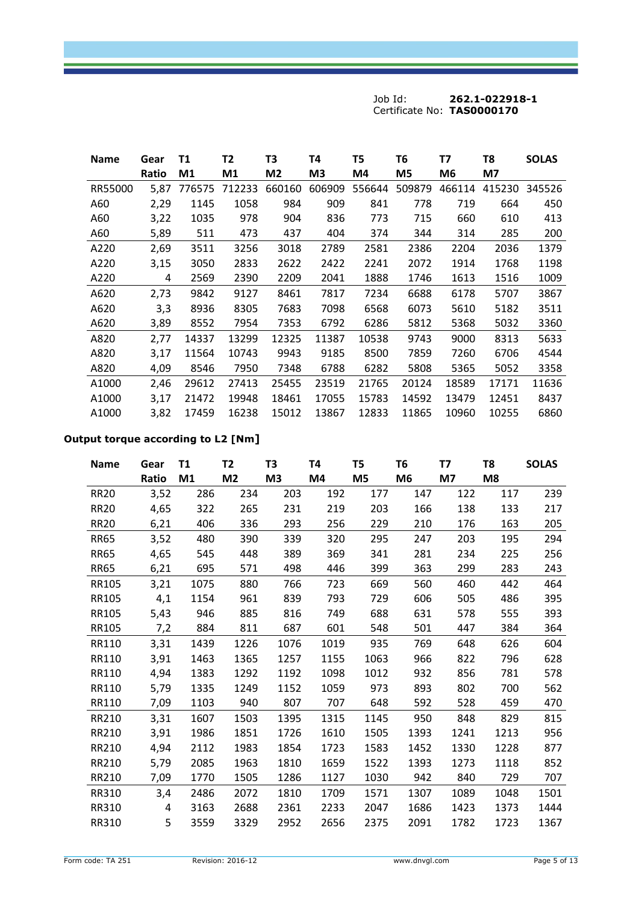Job Id: **262.1-022918-1**
Certificate No: **TAS0000170**

| Name | Gear Ratio | T1 M1 | T2 M1 | T3 M2 | T4 M3 | T5 M4 | T6 M5 | T7 M6 | T8 M7 | SOLAS |
|---|---|---|---|---|---|---|---|---|---|---|
| RR55000 | 5,87 | 776575 | 712233 | 660160 | 606909 | 556644 | 509879 | 466114 | 415230 | 345526 |
| A60 | 2,29 | 1145 | 1058 | 984 | 909 | 841 | 778 | 719 | 664 | 450 |
| A60 | 3,22 | 1035 | 978 | 904 | 836 | 773 | 715 | 660 | 610 | 413 |
| A60 | 5,89 | 511 | 473 | 437 | 404 | 374 | 344 | 314 | 285 | 200 |
| A220 | 2,69 | 3511 | 3256 | 3018 | 2789 | 2581 | 2386 | 2204 | 2036 | 1379 |
| A220 | 3,15 | 3050 | 2833 | 2622 | 2422 | 2241 | 2072 | 1914 | 1768 | 1198 |
| A220 | 4 | 2569 | 2390 | 2209 | 2041 | 1888 | 1746 | 1613 | 1516 | 1009 |
| A620 | 2,73 | 9842 | 9127 | 8461 | 7817 | 7234 | 6688 | 6178 | 5707 | 3867 |
| A620 | 3,3 | 8936 | 8305 | 7683 | 7098 | 6568 | 6073 | 5610 | 5182 | 3511 |
| A620 | 3,89 | 8552 | 7954 | 7353 | 6792 | 6286 | 5812 | 5368 | 5032 | 3360 |
| A820 | 2,77 | 14337 | 13299 | 12325 | 11387 | 10538 | 9743 | 9000 | 8313 | 5633 |
| A820 | 3,17 | 11564 | 10743 | 9943 | 9185 | 8500 | 7859 | 7260 | 6706 | 4544 |
| A820 | 4,09 | 8546 | 7950 | 7348 | 6788 | 6282 | 5808 | 5365 | 5052 | 3358 |
| A1000 | 2,46 | 29612 | 27413 | 25455 | 23519 | 21765 | 20124 | 18589 | 17171 | 11636 |
| A1000 | 3,17 | 21472 | 19948 | 18461 | 17055 | 15783 | 14592 | 13479 | 12451 | 8437 |
| A1000 | 3,82 | 17459 | 16238 | 15012 | 13867 | 12833 | 11865 | 10960 | 10255 | 6860 |

**Output torque according to L2 [Nm]**

| Name | Gear Ratio | T1 M1 | T2 M2 | T3 M3 | T4 M4 | T5 M5 | T6 M6 | T7 M7 | T8 M8 | SOLAS |
|---|---|---|---|---|---|---|---|---|---|---|
| RR20 | 3,52 | 286 | 234 | 203 | 192 | 177 | 147 | 122 | 117 | 239 |
| RR20 | 4,65 | 322 | 265 | 231 | 219 | 203 | 166 | 138 | 133 | 217 |
| RR20 | 6,21 | 406 | 336 | 293 | 256 | 229 | 210 | 176 | 163 | 205 |
| RR65 | 3,52 | 480 | 390 | 339 | 320 | 295 | 247 | 203 | 195 | 294 |
| RR65 | 4,65 | 545 | 448 | 389 | 369 | 341 | 281 | 234 | 225 | 256 |
| RR65 | 6,21 | 695 | 571 | 498 | 446 | 399 | 363 | 299 | 283 | 243 |
| RR105 | 3,21 | 1075 | 880 | 766 | 723 | 669 | 560 | 460 | 442 | 464 |
| RR105 | 4,1 | 1154 | 961 | 839 | 793 | 729 | 606 | 505 | 486 | 395 |
| RR105 | 5,43 | 946 | 885 | 816 | 749 | 688 | 631 | 578 | 555 | 393 |
| RR105 | 7,2 | 884 | 811 | 687 | 601 | 548 | 501 | 447 | 384 | 364 |
| RR110 | 3,31 | 1439 | 1226 | 1076 | 1019 | 935 | 769 | 648 | 626 | 604 |
| RR110 | 3,91 | 1463 | 1365 | 1257 | 1155 | 1063 | 966 | 822 | 796 | 628 |
| RR110 | 4,94 | 1383 | 1292 | 1192 | 1098 | 1012 | 932 | 856 | 781 | 578 |
| RR110 | 5,79 | 1335 | 1249 | 1152 | 1059 | 973 | 893 | 802 | 700 | 562 |
| RR110 | 7,09 | 1103 | 940 | 807 | 707 | 648 | 592 | 528 | 459 | 470 |
| RR210 | 3,31 | 1607 | 1503 | 1395 | 1315 | 1145 | 950 | 848 | 829 | 815 |
| RR210 | 3,91 | 1986 | 1851 | 1726 | 1610 | 1505 | 1393 | 1241 | 1213 | 956 |
| RR210 | 4,94 | 2112 | 1983 | 1854 | 1723 | 1583 | 1452 | 1330 | 1228 | 877 |
| RR210 | 5,79 | 2085 | 1963 | 1810 | 1659 | 1522 | 1393 | 1273 | 1118 | 852 |
| RR210 | 7,09 | 1770 | 1505 | 1286 | 1127 | 1030 | 942 | 840 | 729 | 707 |
| RR310 | 3,4 | 2486 | 2072 | 1810 | 1709 | 1571 | 1307 | 1089 | 1048 | 1501 |
| RR310 | 4 | 3163 | 2688 | 2361 | 2233 | 2047 | 1686 | 1423 | 1373 | 1444 |
| RR310 | 5 | 3559 | 3329 | 2952 | 2656 | 2375 | 2091 | 1782 | 1723 | 1367 |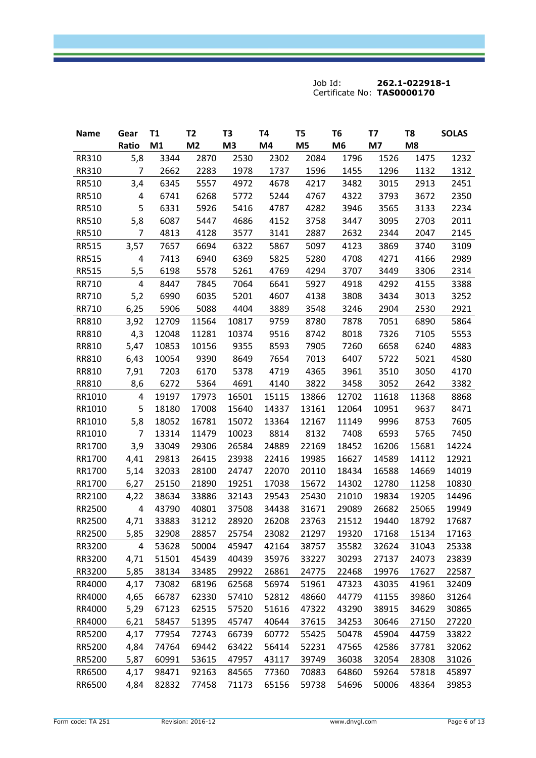Job Id: **262.1-022918-1**
Certificate No: **TAS0000170**

| Name | Gear Ratio | T1 M1 | T2 M2 | T3 M3 | T4 M4 | T5 M5 | T6 M6 | T7 M7 | T8 M8 | SOLAS |
|---|---|---|---|---|---|---|---|---|---|---|
| RR310 | 5,8 | 3344 | 2870 | 2530 | 2302 | 2084 | 1796 | 1526 | 1475 | 1232 |
| RR310 | 7 | 2662 | 2283 | 1978 | 1737 | 1596 | 1455 | 1296 | 1132 | 1312 |
| RR510 | 3,4 | 6345 | 5557 | 4972 | 4678 | 4217 | 3482 | 3015 | 2913 | 2451 |
| RR510 | 4 | 6741 | 6268 | 5772 | 5244 | 4767 | 4322 | 3793 | 3672 | 2350 |
| RR510 | 5 | 6331 | 5926 | 5416 | 4787 | 4282 | 3946 | 3565 | 3133 | 2234 |
| RR510 | 5,8 | 6087 | 5447 | 4686 | 4152 | 3758 | 3447 | 3095 | 2703 | 2011 |
| RR510 | 7 | 4813 | 4128 | 3577 | 3141 | 2887 | 2632 | 2344 | 2047 | 2145 |
| RR515 | 3,57 | 7657 | 6694 | 6322 | 5867 | 5097 | 4123 | 3869 | 3740 | 3109 |
| RR515 | 4 | 7413 | 6940 | 6369 | 5825 | 5280 | 4708 | 4271 | 4166 | 2989 |
| RR515 | 5,5 | 6198 | 5578 | 5261 | 4769 | 4294 | 3707 | 3449 | 3306 | 2314 |
| RR710 | 4 | 8447 | 7845 | 7064 | 6641 | 5927 | 4918 | 4292 | 4155 | 3388 |
| RR710 | 5,2 | 6990 | 6035 | 5201 | 4607 | 4138 | 3808 | 3434 | 3013 | 3252 |
| RR710 | 6,25 | 5906 | 5088 | 4404 | 3889 | 3548 | 3246 | 2904 | 2530 | 2921 |
| RR810 | 3,92 | 12709 | 11564 | 10817 | 9759 | 8780 | 7878 | 7051 | 6890 | 5864 |
| RR810 | 4,3 | 12048 | 11281 | 10374 | 9516 | 8742 | 8018 | 7326 | 7105 | 5553 |
| RR810 | 5,47 | 10853 | 10156 | 9355 | 8593 | 7905 | 7260 | 6658 | 6240 | 4883 |
| RR810 | 6,43 | 10054 | 9390 | 8649 | 7654 | 7013 | 6407 | 5722 | 5021 | 4580 |
| RR810 | 7,91 | 7203 | 6170 | 5378 | 4719 | 4365 | 3961 | 3510 | 3050 | 4170 |
| RR810 | 8,6 | 6272 | 5364 | 4691 | 4140 | 3822 | 3458 | 3052 | 2642 | 3382 |
| RR1010 | 4 | 19197 | 17973 | 16501 | 15115 | 13866 | 12702 | 11618 | 11368 | 8868 |
| RR1010 | 5 | 18180 | 17008 | 15640 | 14337 | 13161 | 12064 | 10951 | 9637 | 8471 |
| RR1010 | 5,8 | 18052 | 16781 | 15072 | 13364 | 12167 | 11149 | 9996 | 8753 | 7605 |
| RR1010 | 7 | 13314 | 11479 | 10023 | 8814 | 8132 | 7408 | 6593 | 5765 | 7450 |
| RR1700 | 3,9 | 33049 | 29306 | 26584 | 24889 | 22169 | 18452 | 16206 | 15681 | 14224 |
| RR1700 | 4,41 | 29813 | 26415 | 23938 | 22416 | 19985 | 16627 | 14589 | 14112 | 12921 |
| RR1700 | 5,14 | 32033 | 28100 | 24747 | 22070 | 20110 | 18434 | 16588 | 14669 | 14019 |
| RR1700 | 6,27 | 25150 | 21890 | 19251 | 17038 | 15672 | 14302 | 12780 | 11258 | 10830 |
| RR2100 | 4,22 | 38634 | 33886 | 32143 | 29543 | 25430 | 21010 | 19834 | 19205 | 14496 |
| RR2500 | 4 | 43790 | 40801 | 37508 | 34438 | 31671 | 29089 | 26682 | 25065 | 19949 |
| RR2500 | 4,71 | 33883 | 31212 | 28920 | 26208 | 23763 | 21512 | 19440 | 18792 | 17687 |
| RR2500 | 5,85 | 32908 | 28857 | 25754 | 23082 | 21297 | 19320 | 17168 | 15134 | 17163 |
| RR3200 | 4 | 53628 | 50004 | 45947 | 42164 | 38757 | 35582 | 32624 | 31043 | 25338 |
| RR3200 | 4,71 | 51501 | 45439 | 40439 | 35976 | 33227 | 30293 | 27137 | 24073 | 23839 |
| RR3200 | 5,85 | 38134 | 33485 | 29922 | 26861 | 24775 | 22468 | 19976 | 17627 | 22587 |
| RR4000 | 4,17 | 73082 | 68196 | 62568 | 56974 | 51961 | 47323 | 43035 | 41961 | 32409 |
| RR4000 | 4,65 | 66787 | 62330 | 57410 | 52812 | 48660 | 44779 | 41155 | 39860 | 31264 |
| RR4000 | 5,29 | 67123 | 62515 | 57520 | 51616 | 47322 | 43290 | 38915 | 34629 | 30865 |
| RR4000 | 6,21 | 58457 | 51395 | 45747 | 40644 | 37615 | 34253 | 30646 | 27150 | 27220 |
| RR5200 | 4,17 | 77954 | 72743 | 66739 | 60772 | 55425 | 50478 | 45904 | 44759 | 33822 |
| RR5200 | 4,84 | 74764 | 69442 | 63422 | 56414 | 52231 | 47565 | 42586 | 37781 | 32062 |
| RR5200 | 5,87 | 60991 | 53615 | 47957 | 43117 | 39749 | 36038 | 32054 | 28308 | 31026 |
| RR6500 | 4,17 | 98471 | 92163 | 84565 | 77360 | 70883 | 64860 | 59264 | 57818 | 45897 |
| RR6500 | 4,84 | 82832 | 77458 | 71173 | 65156 | 59738 | 54696 | 50006 | 48364 | 39853 |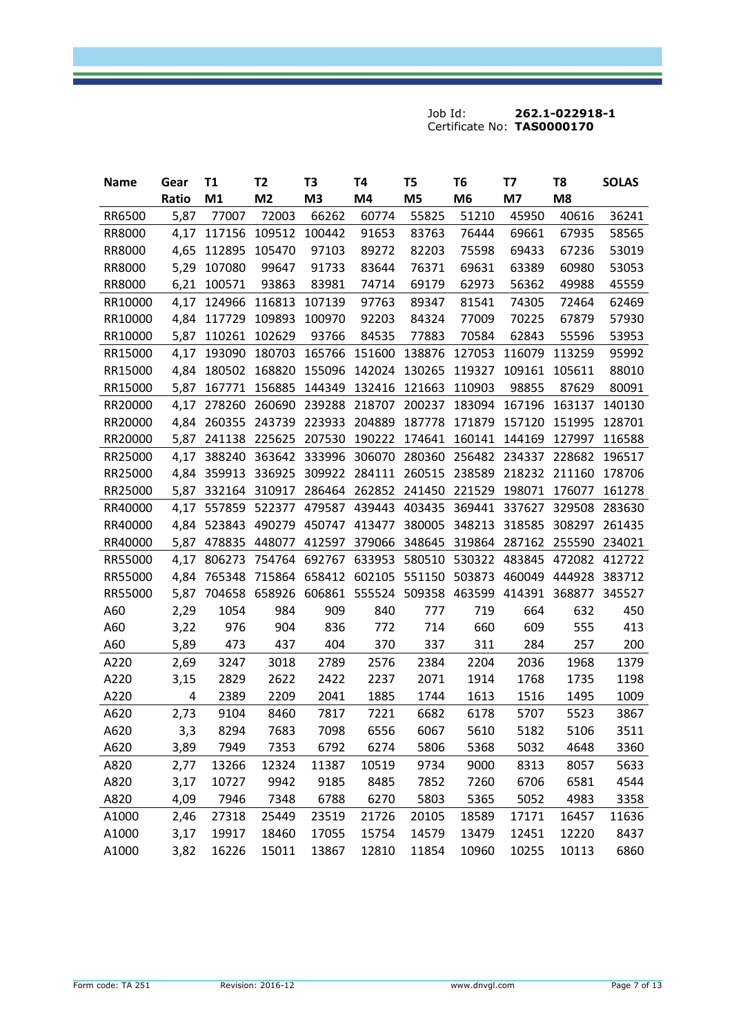Job Id: **262.1-022918-1**
Certificate No: **TAS0000170**

| Name | Gear Ratio | T1 M1 | T2 M2 | T3 M3 | T4 M4 | T5 M5 | T6 M6 | T7 M7 | T8 M8 | SOLAS |
|---|---|---|---|---|---|---|---|---|---|---|
| RR6500 | 5,87 | 77007 | 72003 | 66262 | 60774 | 55825 | 51210 | 45950 | 40616 | 36241 |
| RR8000 | 4,17 | 117156 | 109512 | 100442 | 91653 | 83763 | 76444 | 69661 | 67935 | 58565 |
| RR8000 | 4,65 | 112895 | 105470 | 97103 | 89272 | 82203 | 75598 | 69433 | 67236 | 53019 |
| RR8000 | 5,29 | 107080 | 99647 | 91733 | 83644 | 76371 | 69631 | 63389 | 60980 | 53053 |
| RR8000 | 6,21 | 100571 | 93863 | 83981 | 74714 | 69179 | 62973 | 56362 | 49988 | 45559 |
| RR10000 | 4,17 | 124966 | 116813 | 107139 | 97763 | 89347 | 81541 | 74305 | 72464 | 62469 |
| RR10000 | 4,84 | 117729 | 109893 | 100970 | 92203 | 84324 | 77009 | 70225 | 67879 | 57930 |
| RR10000 | 5,87 | 110261 | 102629 | 93766 | 84535 | 77883 | 70584 | 62843 | 55596 | 53953 |
| RR15000 | 4,17 | 193090 | 180703 | 165766 | 151600 | 138876 | 127053 | 116079 | 113259 | 95992 |
| RR15000 | 4,84 | 180502 | 168820 | 155096 | 142024 | 130265 | 119327 | 109161 | 105611 | 88010 |
| RR15000 | 5,87 | 167771 | 156885 | 144349 | 132416 | 121663 | 110903 | 98855 | 87629 | 80091 |
| RR20000 | 4,17 | 278260 | 260690 | 239288 | 218707 | 200237 | 183094 | 167196 | 163137 | 140130 |
| RR20000 | 4,84 | 260355 | 243739 | 223933 | 204889 | 187778 | 171879 | 157120 | 151995 | 128701 |
| RR20000 | 5,87 | 241138 | 225625 | 207530 | 190222 | 174641 | 160141 | 144169 | 127997 | 116588 |
| RR25000 | 4,17 | 388240 | 363642 | 333996 | 306070 | 280360 | 256482 | 234337 | 228682 | 196517 |
| RR25000 | 4,84 | 359913 | 336925 | 309922 | 284111 | 260515 | 238589 | 218232 | 211160 | 178706 |
| RR25000 | 5,87 | 332164 | 310917 | 286464 | 262852 | 241450 | 221529 | 198071 | 176077 | 161278 |
| RR40000 | 4,17 | 557859 | 522377 | 479587 | 439443 | 403435 | 369441 | 337627 | 329508 | 283630 |
| RR40000 | 4,84 | 523843 | 490279 | 450747 | 413477 | 380005 | 348213 | 318585 | 308297 | 261435 |
| RR40000 | 5,87 | 478835 | 448077 | 412597 | 379066 | 348645 | 319864 | 287162 | 255590 | 234021 |
| RR55000 | 4,17 | 806273 | 754764 | 692767 | 633953 | 580510 | 530322 | 483845 | 472082 | 412722 |
| RR55000 | 4,84 | 765348 | 715864 | 658412 | 602105 | 551150 | 503873 | 460049 | 444928 | 383712 |
| RR55000 | 5,87 | 704658 | 658926 | 606861 | 555524 | 509358 | 463599 | 414391 | 368877 | 345527 |
| A60 | 2,29 | 1054 | 984 | 909 | 840 | 777 | 719 | 664 | 632 | 450 |
| A60 | 3,22 | 976 | 904 | 836 | 772 | 714 | 660 | 609 | 555 | 413 |
| A60 | 5,89 | 473 | 437 | 404 | 370 | 337 | 311 | 284 | 257 | 200 |
| A220 | 2,69 | 3247 | 3018 | 2789 | 2576 | 2384 | 2204 | 2036 | 1968 | 1379 |
| A220 | 3,15 | 2829 | 2622 | 2422 | 2237 | 2071 | 1914 | 1768 | 1735 | 1198 |
| A220 | 4 | 2389 | 2209 | 2041 | 1885 | 1744 | 1613 | 1516 | 1495 | 1009 |
| A620 | 2,73 | 9104 | 8460 | 7817 | 7221 | 6682 | 6178 | 5707 | 5523 | 3867 |
| A620 | 3,3 | 8294 | 7683 | 7098 | 6556 | 6067 | 5610 | 5182 | 5106 | 3511 |
| A620 | 3,89 | 7949 | 7353 | 6792 | 6274 | 5806 | 5368 | 5032 | 4648 | 3360 |
| A820 | 2,77 | 13266 | 12324 | 11387 | 10519 | 9734 | 9000 | 8313 | 8057 | 5633 |
| A820 | 3,17 | 10727 | 9942 | 9185 | 8485 | 7852 | 7260 | 6706 | 6581 | 4544 |
| A820 | 4,09 | 7946 | 7348 | 6788 | 6270 | 5803 | 5365 | 5052 | 4983 | 3358 |
| A1000 | 2,46 | 27318 | 25449 | 23519 | 21726 | 20105 | 18589 | 17171 | 16457 | 11636 |
| A1000 | 3,17 | 19917 | 18460 | 17055 | 15754 | 14579 | 13479 | 12451 | 12220 | 8437 |
| A1000 | 3,82 | 16226 | 15011 | 13867 | 12810 | 11854 | 10960 | 10255 | 10113 | 6860 |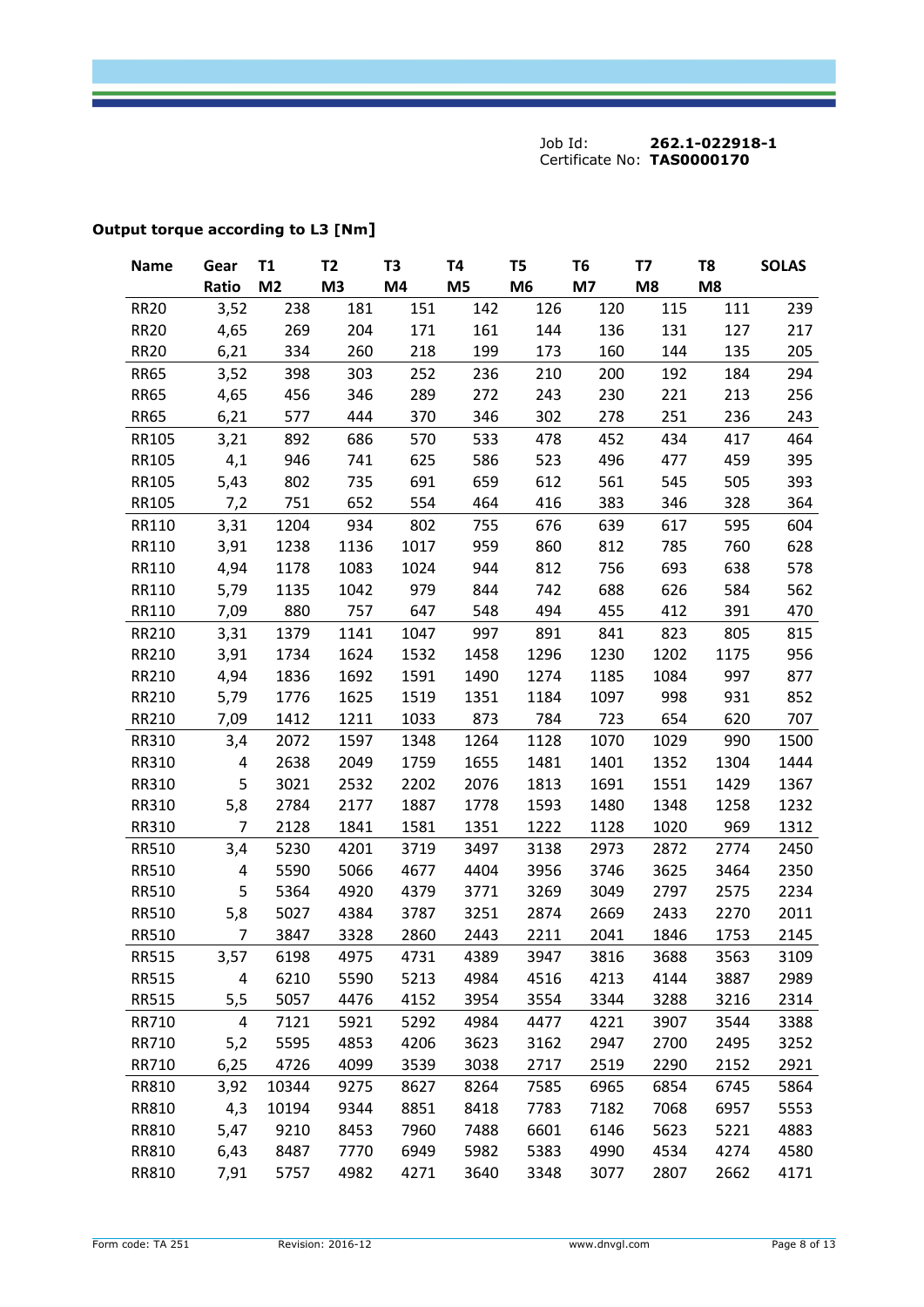Job Id: **262.1-022918-1**
Certificate No: **TAS0000170**

## Output torque according to L3 [Nm]

| Name | Gear Ratio | T1 M2 | T2 M3 | T3 M4 | T4 M5 | T5 M6 | T6 M7 | T7 M8 | T8 M8 | SOLAS |
|---|---|---|---|---|---|---|---|---|---|---|
| RR20 | 3,52 | 238 | 181 | 151 | 142 | 126 | 120 | 115 | 111 | 239 |
| RR20 | 4,65 | 269 | 204 | 171 | 161 | 144 | 136 | 131 | 127 | 217 |
| RR20 | 6,21 | 334 | 260 | 218 | 199 | 173 | 160 | 144 | 135 | 205 |
| RR65 | 3,52 | 398 | 303 | 252 | 236 | 210 | 200 | 192 | 184 | 294 |
| RR65 | 4,65 | 456 | 346 | 289 | 272 | 243 | 230 | 221 | 213 | 256 |
| RR65 | 6,21 | 577 | 444 | 370 | 346 | 302 | 278 | 251 | 236 | 243 |
| RR105 | 3,21 | 892 | 686 | 570 | 533 | 478 | 452 | 434 | 417 | 464 |
| RR105 | 4,1 | 946 | 741 | 625 | 586 | 523 | 496 | 477 | 459 | 395 |
| RR105 | 5,43 | 802 | 735 | 691 | 659 | 612 | 561 | 545 | 505 | 393 |
| RR105 | 7,2 | 751 | 652 | 554 | 464 | 416 | 383 | 346 | 328 | 364 |
| RR110 | 3,31 | 1204 | 934 | 802 | 755 | 676 | 639 | 617 | 595 | 604 |
| RR110 | 3,91 | 1238 | 1136 | 1017 | 959 | 860 | 812 | 785 | 760 | 628 |
| RR110 | 4,94 | 1178 | 1083 | 1024 | 944 | 812 | 756 | 693 | 638 | 578 |
| RR110 | 5,79 | 1135 | 1042 | 979 | 844 | 742 | 688 | 626 | 584 | 562 |
| RR110 | 7,09 | 880 | 757 | 647 | 548 | 494 | 455 | 412 | 391 | 470 |
| RR210 | 3,31 | 1379 | 1141 | 1047 | 997 | 891 | 841 | 823 | 805 | 815 |
| RR210 | 3,91 | 1734 | 1624 | 1532 | 1458 | 1296 | 1230 | 1202 | 1175 | 956 |
| RR210 | 4,94 | 1836 | 1692 | 1591 | 1490 | 1274 | 1185 | 1084 | 997 | 877 |
| RR210 | 5,79 | 1776 | 1625 | 1519 | 1351 | 1184 | 1097 | 998 | 931 | 852 |
| RR210 | 7,09 | 1412 | 1211 | 1033 | 873 | 784 | 723 | 654 | 620 | 707 |
| RR310 | 3,4 | 2072 | 1597 | 1348 | 1264 | 1128 | 1070 | 1029 | 990 | 1500 |
| RR310 | 4 | 2638 | 2049 | 1759 | 1655 | 1481 | 1401 | 1352 | 1304 | 1444 |
| RR310 | 5 | 3021 | 2532 | 2202 | 2076 | 1813 | 1691 | 1551 | 1429 | 1367 |
| RR310 | 5,8 | 2784 | 2177 | 1887 | 1778 | 1593 | 1480 | 1348 | 1258 | 1232 |
| RR310 | 7 | 2128 | 1841 | 1581 | 1351 | 1222 | 1128 | 1020 | 969 | 1312 |
| RR510 | 3,4 | 5230 | 4201 | 3719 | 3497 | 3138 | 2973 | 2872 | 2774 | 2450 |
| RR510 | 4 | 5590 | 5066 | 4677 | 4404 | 3956 | 3746 | 3625 | 3464 | 2350 |
| RR510 | 5 | 5364 | 4920 | 4379 | 3771 | 3269 | 3049 | 2797 | 2575 | 2234 |
| RR510 | 5,8 | 5027 | 4384 | 3787 | 3251 | 2874 | 2669 | 2433 | 2270 | 2011 |
| RR510 | 7 | 3847 | 3328 | 2860 | 2443 | 2211 | 2041 | 1846 | 1753 | 2145 |
| RR515 | 3,57 | 6198 | 4975 | 4731 | 4389 | 3947 | 3816 | 3688 | 3563 | 3109 |
| RR515 | 4 | 6210 | 5590 | 5213 | 4984 | 4516 | 4213 | 4144 | 3887 | 2989 |
| RR515 | 5,5 | 5057 | 4476 | 4152 | 3954 | 3554 | 3344 | 3288 | 3216 | 2314 |
| RR710 | 4 | 7121 | 5921 | 5292 | 4984 | 4477 | 4221 | 3907 | 3544 | 3388 |
| RR710 | 5,2 | 5595 | 4853 | 4206 | 3623 | 3162 | 2947 | 2700 | 2495 | 3252 |
| RR710 | 6,25 | 4726 | 4099 | 3539 | 3038 | 2717 | 2519 | 2290 | 2152 | 2921 |
| RR810 | 3,92 | 10344 | 9275 | 8627 | 8264 | 7585 | 6965 | 6854 | 6745 | 5864 |
| RR810 | 4,3 | 10194 | 9344 | 8851 | 8418 | 7783 | 7182 | 7068 | 6957 | 5553 |
| RR810 | 5,47 | 9210 | 8453 | 7960 | 7488 | 6601 | 6146 | 5623 | 5221 | 4883 |
| RR810 | 6,43 | 8487 | 7770 | 6949 | 5982 | 5383 | 4990 | 4534 | 4274 | 4580 |
| RR810 | 7,91 | 5757 | 4982 | 4271 | 3640 | 3348 | 3077 | 2807 | 2662 | 4171 |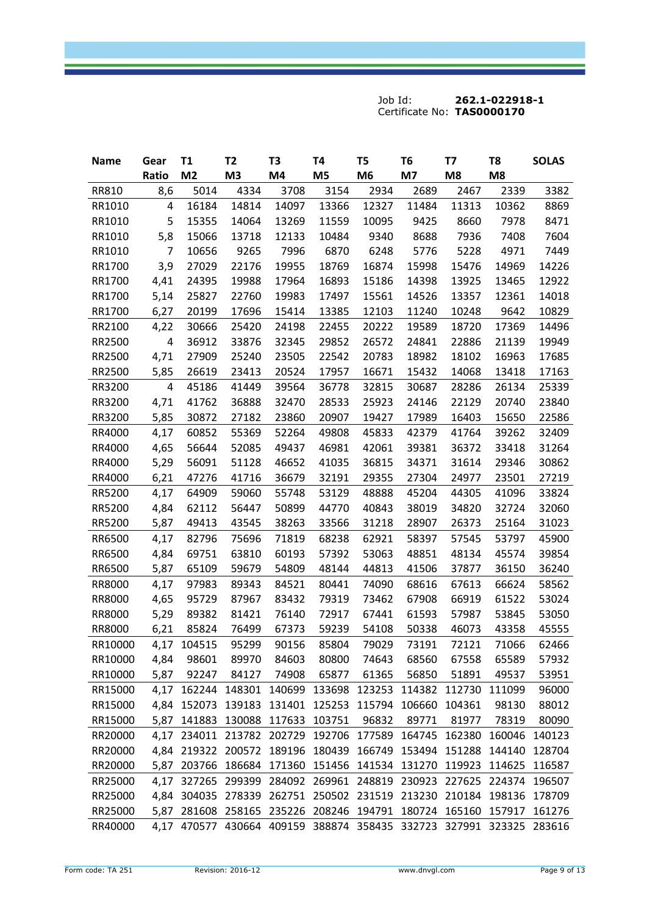Job Id: **262.1-022918-1**
Certificate No: **TAS0000170**

| Name | Gear Ratio | T1 M2 | T2 M3 | T3 M4 | T4 M5 | T5 M6 | T6 M7 | T7 M8 | T8 M8 | SOLAS |
|---|---|---|---|---|---|---|---|---|---|---|
| RR810 | 8,6 | 5014 | 4334 | 3708 | 3154 | 2934 | 2689 | 2467 | 2339 | 3382 |
| RR1010 | 4 | 16184 | 14814 | 14097 | 13366 | 12327 | 11484 | 11313 | 10362 | 8869 |
| RR1010 | 5 | 15355 | 14064 | 13269 | 11559 | 10095 | 9425 | 8660 | 7978 | 8471 |
| RR1010 | 5,8 | 15066 | 13718 | 12133 | 10484 | 9340 | 8688 | 7936 | 7408 | 7604 |
| RR1010 | 7 | 10656 | 9265 | 7996 | 6870 | 6248 | 5776 | 5228 | 4971 | 7449 |
| RR1700 | 3,9 | 27029 | 22176 | 19955 | 18769 | 16874 | 15998 | 15476 | 14969 | 14226 |
| RR1700 | 4,41 | 24395 | 19988 | 17964 | 16893 | 15186 | 14398 | 13925 | 13465 | 12922 |
| RR1700 | 5,14 | 25827 | 22760 | 19983 | 17497 | 15561 | 14526 | 13357 | 12361 | 14018 |
| RR1700 | 6,27 | 20199 | 17696 | 15414 | 13385 | 12103 | 11240 | 10248 | 9642 | 10829 |
| RR2100 | 4,22 | 30666 | 25420 | 24198 | 22455 | 20222 | 19589 | 18720 | 17369 | 14496 |
| RR2500 | 4 | 36912 | 33876 | 32345 | 29852 | 26572 | 24841 | 22886 | 21139 | 19949 |
| RR2500 | 4,71 | 27909 | 25240 | 23505 | 22542 | 20783 | 18982 | 18102 | 16963 | 17685 |
| RR2500 | 5,85 | 26619 | 23413 | 20524 | 17957 | 16671 | 15432 | 14068 | 13418 | 17163 |
| RR3200 | 4 | 45186 | 41449 | 39564 | 36778 | 32815 | 30687 | 28286 | 26134 | 25339 |
| RR3200 | 4,71 | 41762 | 36888 | 32470 | 28533 | 25923 | 24146 | 22129 | 20740 | 23840 |
| RR3200 | 5,85 | 30872 | 27182 | 23860 | 20907 | 19427 | 17989 | 16403 | 15650 | 22586 |
| RR4000 | 4,17 | 60852 | 55369 | 52264 | 49808 | 45833 | 42379 | 41764 | 39262 | 32409 |
| RR4000 | 4,65 | 56644 | 52085 | 49437 | 46981 | 42061 | 39381 | 36372 | 33418 | 31264 |
| RR4000 | 5,29 | 56091 | 51128 | 46652 | 41035 | 36815 | 34371 | 31614 | 29346 | 30862 |
| RR4000 | 6,21 | 47276 | 41716 | 36679 | 32191 | 29355 | 27304 | 24977 | 23501 | 27219 |
| RR5200 | 4,17 | 64909 | 59060 | 55748 | 53129 | 48888 | 45204 | 44305 | 41096 | 33824 |
| RR5200 | 4,84 | 62112 | 56447 | 50899 | 44770 | 40843 | 38019 | 34820 | 32724 | 32060 |
| RR5200 | 5,87 | 49413 | 43545 | 38263 | 33566 | 31218 | 28907 | 26373 | 25164 | 31023 |
| RR6500 | 4,17 | 82796 | 75696 | 71819 | 68238 | 62921 | 58397 | 57545 | 53797 | 45900 |
| RR6500 | 4,84 | 69751 | 63810 | 60193 | 57392 | 53063 | 48851 | 48134 | 45574 | 39854 |
| RR6500 | 5,87 | 65109 | 59679 | 54809 | 48144 | 44813 | 41506 | 37877 | 36150 | 36240 |
| RR8000 | 4,17 | 97983 | 89343 | 84521 | 80441 | 74090 | 68616 | 67613 | 66624 | 58562 |
| RR8000 | 4,65 | 95729 | 87967 | 83432 | 79319 | 73462 | 67908 | 66919 | 61522 | 53024 |
| RR8000 | 5,29 | 89382 | 81421 | 76140 | 72917 | 67441 | 61593 | 57987 | 53845 | 53050 |
| RR8000 | 6,21 | 85824 | 76499 | 67373 | 59239 | 54108 | 50338 | 46073 | 43358 | 45555 |
| RR10000 | 4,17 | 104515 | 95299 | 90156 | 85804 | 79029 | 73191 | 72121 | 71066 | 62466 |
| RR10000 | 4,84 | 98601 | 89970 | 84603 | 80800 | 74643 | 68560 | 67558 | 65589 | 57932 |
| RR10000 | 5,87 | 92247 | 84127 | 74908 | 65877 | 61365 | 56850 | 51891 | 49537 | 53951 |
| RR15000 | 4,17 | 162244 | 148301 | 140699 | 133698 | 123253 | 114382 | 112730 | 111099 | 96000 |
| RR15000 | 4,84 | 152073 | 139183 | 131401 | 125253 | 115794 | 106660 | 104361 | 98130 | 88012 |
| RR15000 | 5,87 | 141883 | 130088 | 117633 | 103751 | 96832 | 89771 | 81977 | 78319 | 80090 |
| RR20000 | 4,17 | 234011 | 213782 | 202729 | 192706 | 177589 | 164745 | 162380 | 160046 | 140123 |
| RR20000 | 4,84 | 219322 | 200572 | 189196 | 180439 | 166749 | 153494 | 151288 | 144140 | 128704 |
| RR20000 | 5,87 | 203766 | 186684 | 171360 | 151456 | 141534 | 131270 | 119923 | 114625 | 116587 |
| RR25000 | 4,17 | 327265 | 299399 | 284092 | 269961 | 248819 | 230923 | 227625 | 224374 | 196507 |
| RR25000 | 4,84 | 304035 | 278339 | 262751 | 250502 | 231519 | 213230 | 210184 | 198136 | 178709 |
| RR25000 | 5,87 | 281608 | 258165 | 235226 | 208246 | 194791 | 180724 | 165160 | 157917 | 161276 |
| RR40000 | 4,17 | 470577 | 430664 | 409159 | 388874 | 358435 | 332723 | 327991 | 323325 | 283616 |

Form code: TA 251 Revision: 2016-12 www.dnvgl.com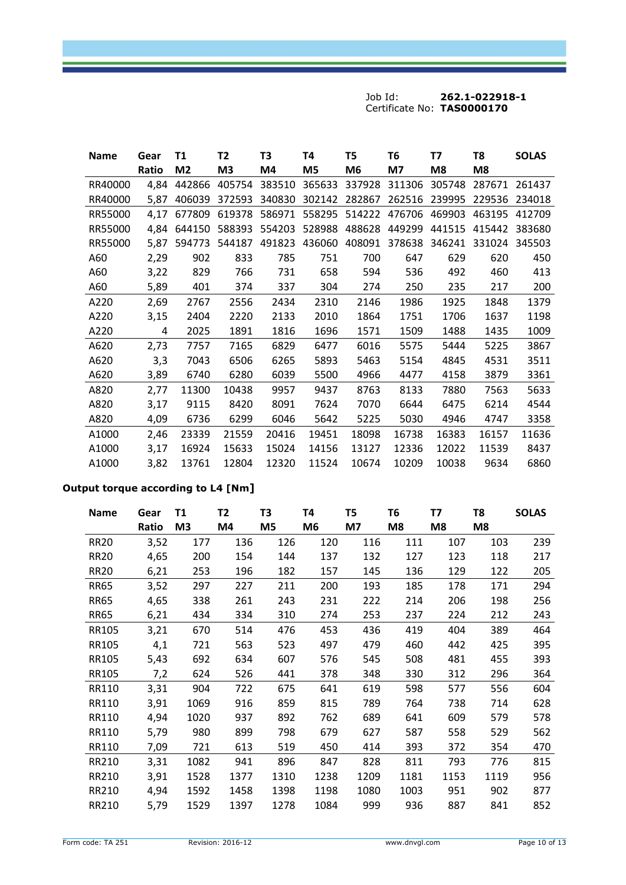Job Id: **262.1-022918-1**
Certificate No: **TAS0000170**

| Name | Gear Ratio | T1 M2 | T2 M3 | T3 M4 | T4 M5 | T5 M6 | T6 M7 | T7 M8 | T8 M8 | SOLAS |
|---|---|---|---|---|---|---|---|---|---|---|
| RR40000 | 4,84 | 442866 | 405754 | 383510 | 365633 | 337928 | 311306 | 305748 | 287671 | 261437 |
| RR40000 | 5,87 | 406039 | 372593 | 340830 | 302142 | 282867 | 262516 | 239995 | 229536 | 234018 |
| RR55000 | 4,17 | 677809 | 619378 | 586971 | 558295 | 514222 | 476706 | 469903 | 463195 | 412709 |
| RR55000 | 4,84 | 644150 | 588393 | 554203 | 528988 | 488628 | 449299 | 441515 | 415442 | 383680 |
| RR55000 | 5,87 | 594773 | 544187 | 491823 | 436060 | 408091 | 378638 | 346241 | 331024 | 345503 |
| A60 | 2,29 | 902 | 833 | 785 | 751 | 700 | 647 | 629 | 620 | 450 |
| A60 | 3,22 | 829 | 766 | 731 | 658 | 594 | 536 | 492 | 460 | 413 |
| A60 | 5,89 | 401 | 374 | 337 | 304 | 274 | 250 | 235 | 217 | 200 |
| A220 | 2,69 | 2767 | 2556 | 2434 | 2310 | 2146 | 1986 | 1925 | 1848 | 1379 |
| A220 | 3,15 | 2404 | 2220 | 2133 | 2010 | 1864 | 1751 | 1706 | 1637 | 1198 |
| A220 | 4 | 2025 | 1891 | 1816 | 1696 | 1571 | 1509 | 1488 | 1435 | 1009 |
| A620 | 2,73 | 7757 | 7165 | 6829 | 6477 | 6016 | 5575 | 5444 | 5225 | 3867 |
| A620 | 3,3 | 7043 | 6506 | 6265 | 5893 | 5463 | 5154 | 4845 | 4531 | 3511 |
| A620 | 3,89 | 6740 | 6280 | 6039 | 5500 | 4966 | 4477 | 4158 | 3879 | 3361 |
| A820 | 2,77 | 11300 | 10438 | 9957 | 9437 | 8763 | 8133 | 7880 | 7563 | 5633 |
| A820 | 3,17 | 9115 | 8420 | 8091 | 7624 | 7070 | 6644 | 6475 | 6214 | 4544 |
| A820 | 4,09 | 6736 | 6299 | 6046 | 5642 | 5225 | 5030 | 4946 | 4747 | 3358 |
| A1000 | 2,46 | 23339 | 21559 | 20416 | 19451 | 18098 | 16738 | 16383 | 16157 | 11636 |
| A1000 | 3,17 | 16924 | 15633 | 15024 | 14156 | 13127 | 12336 | 12022 | 11539 | 8437 |
| A1000 | 3,82 | 13761 | 12804 | 12320 | 11524 | 10674 | 10209 | 10038 | 9634 | 6860 |

**Output torque according to L4 [Nm]**

| Name | Gear Ratio | T1 M3 | T2 M4 | T3 M5 | T4 M6 | T5 M7 | T6 M8 | T7 M8 | T8 M8 | SOLAS |
|---|---|---|---|---|---|---|---|---|---|---|
| RR20 | 3,52 | 177 | 136 | 126 | 120 | 116 | 111 | 107 | 103 | 239 |
| RR20 | 4,65 | 200 | 154 | 144 | 137 | 132 | 127 | 123 | 118 | 217 |
| RR20 | 6,21 | 253 | 196 | 182 | 157 | 145 | 136 | 129 | 122 | 205 |
| RR65 | 3,52 | 297 | 227 | 211 | 200 | 193 | 185 | 178 | 171 | 294 |
| RR65 | 4,65 | 338 | 261 | 243 | 231 | 222 | 214 | 206 | 198 | 256 |
| RR65 | 6,21 | 434 | 334 | 310 | 274 | 253 | 237 | 224 | 212 | 243 |
| RR105 | 3,21 | 670 | 514 | 476 | 453 | 436 | 419 | 404 | 389 | 464 |
| RR105 | 4,1 | 721 | 563 | 523 | 497 | 479 | 460 | 442 | 425 | 395 |
| RR105 | 5,43 | 692 | 634 | 607 | 576 | 545 | 508 | 481 | 455 | 393 |
| RR105 | 7,2 | 624 | 526 | 441 | 378 | 348 | 330 | 312 | 296 | 364 |
| RR110 | 3,31 | 904 | 722 | 675 | 641 | 619 | 598 | 577 | 556 | 604 |
| RR110 | 3,91 | 1069 | 916 | 859 | 815 | 789 | 764 | 738 | 714 | 628 |
| RR110 | 4,94 | 1020 | 937 | 892 | 762 | 689 | 641 | 609 | 579 | 578 |
| RR110 | 5,79 | 980 | 899 | 798 | 679 | 627 | 587 | 558 | 529 | 562 |
| RR110 | 7,09 | 721 | 613 | 519 | 450 | 414 | 393 | 372 | 354 | 470 |
| RR210 | 3,31 | 1082 | 941 | 896 | 847 | 828 | 811 | 793 | 776 | 815 |
| RR210 | 3,91 | 1528 | 1377 | 1310 | 1238 | 1209 | 1181 | 1153 | 1119 | 956 |
| RR210 | 4,94 | 1592 | 1458 | 1398 | 1198 | 1080 | 1003 | 951 | 902 | 877 |
| RR210 | 5,79 | 1529 | 1397 | 1278 | 1084 | 999 | 936 | 887 | 841 | 852 |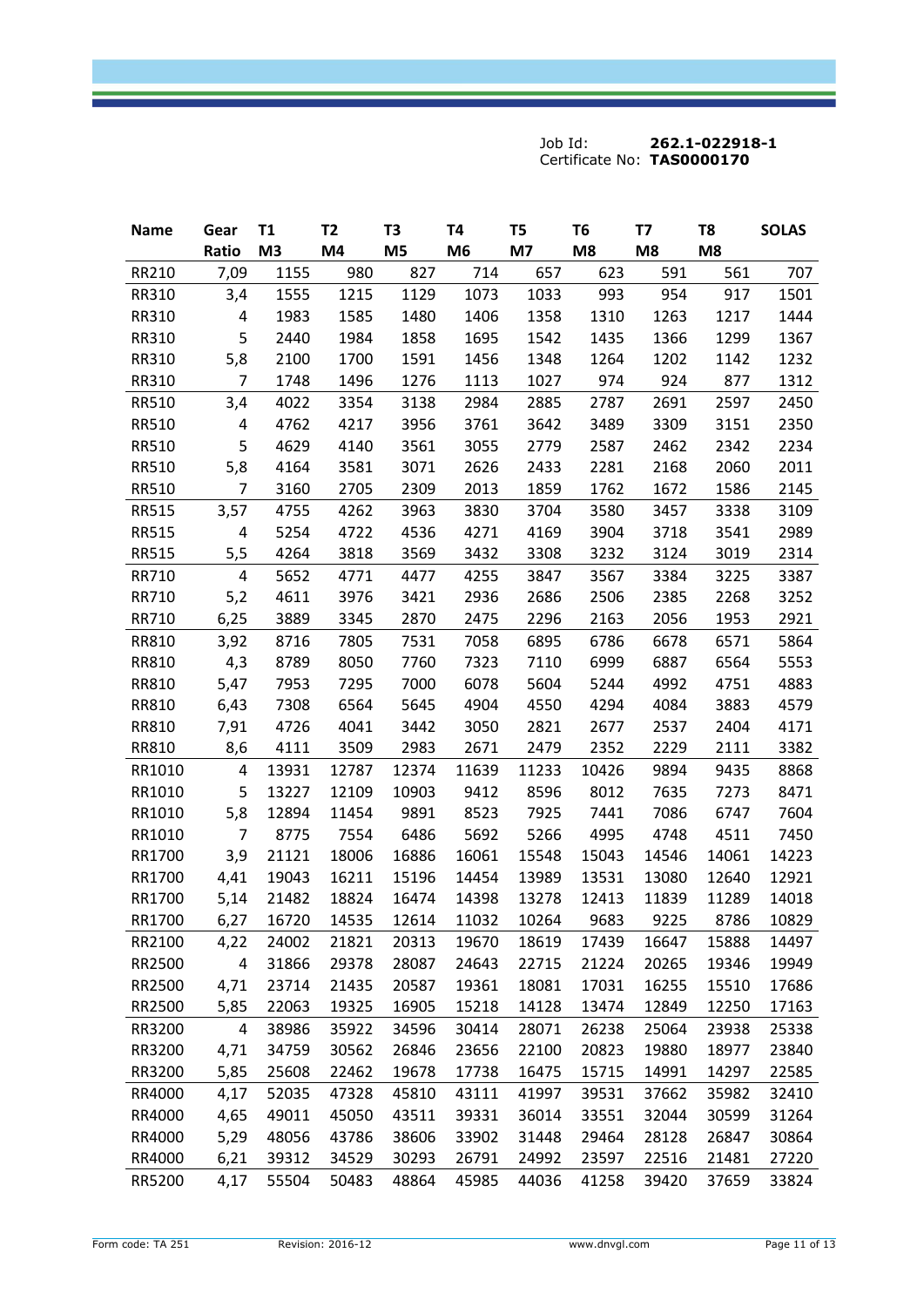Job Id: **262.1-022918-1**
Certificate No: **TAS0000170**

| Name | Gear Ratio | T1 M3 | T2 M4 | T3 M5 | T4 M6 | T5 M7 | T6 M8 | T7 M8 | T8 M8 | SOLAS |
|---|---|---|---|---|---|---|---|---|---|---|
| RR210 | 7,09 | 1155 | 980 | 827 | 714 | 657 | 623 | 591 | 561 | 707 |
| RR310 | 3,4 | 1555 | 1215 | 1129 | 1073 | 1033 | 993 | 954 | 917 | 1501 |
| RR310 | 4 | 1983 | 1585 | 1480 | 1406 | 1358 | 1310 | 1263 | 1217 | 1444 |
| RR310 | 5 | 2440 | 1984 | 1858 | 1695 | 1542 | 1435 | 1366 | 1299 | 1367 |
| RR310 | 5,8 | 2100 | 1700 | 1591 | 1456 | 1348 | 1264 | 1202 | 1142 | 1232 |
| RR310 | 7 | 1748 | 1496 | 1276 | 1113 | 1027 | 974 | 924 | 877 | 1312 |
| RR510 | 3,4 | 4022 | 3354 | 3138 | 2984 | 2885 | 2787 | 2691 | 2597 | 2450 |
| RR510 | 4 | 4762 | 4217 | 3956 | 3761 | 3642 | 3489 | 3309 | 3151 | 2350 |
| RR510 | 5 | 4629 | 4140 | 3561 | 3055 | 2779 | 2587 | 2462 | 2342 | 2234 |
| RR510 | 5,8 | 4164 | 3581 | 3071 | 2626 | 2433 | 2281 | 2168 | 2060 | 2011 |
| RR510 | 7 | 3160 | 2705 | 2309 | 2013 | 1859 | 1762 | 1672 | 1586 | 2145 |
| RR515 | 3,57 | 4755 | 4262 | 3963 | 3830 | 3704 | 3580 | 3457 | 3338 | 3109 |
| RR515 | 4 | 5254 | 4722 | 4536 | 4271 | 4169 | 3904 | 3718 | 3541 | 2989 |
| RR515 | 5,5 | 4264 | 3818 | 3569 | 3432 | 3308 | 3232 | 3124 | 3019 | 2314 |
| RR710 | 4 | 5652 | 4771 | 4477 | 4255 | 3847 | 3567 | 3384 | 3225 | 3387 |
| RR710 | 5,2 | 4611 | 3976 | 3421 | 2936 | 2686 | 2506 | 2385 | 2268 | 3252 |
| RR710 | 6,25 | 3889 | 3345 | 2870 | 2475 | 2296 | 2163 | 2056 | 1953 | 2921 |
| RR810 | 3,92 | 8716 | 7805 | 7531 | 7058 | 6895 | 6786 | 6678 | 6571 | 5864 |
| RR810 | 4,3 | 8789 | 8050 | 7760 | 7323 | 7110 | 6999 | 6887 | 6564 | 5553 |
| RR810 | 5,47 | 7953 | 7295 | 7000 | 6078 | 5604 | 5244 | 4992 | 4751 | 4883 |
| RR810 | 6,43 | 7308 | 6564 | 5645 | 4904 | 4550 | 4294 | 4084 | 3883 | 4579 |
| RR810 | 7,91 | 4726 | 4041 | 3442 | 3050 | 2821 | 2677 | 2537 | 2404 | 4171 |
| RR810 | 8,6 | 4111 | 3509 | 2983 | 2671 | 2479 | 2352 | 2229 | 2111 | 3382 |
| RR1010 | 4 | 13931 | 12787 | 12374 | 11639 | 11233 | 10426 | 9894 | 9435 | 8868 |
| RR1010 | 5 | 13227 | 12109 | 10903 | 9412 | 8596 | 8012 | 7635 | 7273 | 8471 |
| RR1010 | 5,8 | 12894 | 11454 | 9891 | 8523 | 7925 | 7441 | 7086 | 6747 | 7604 |
| RR1010 | 7 | 8775 | 7554 | 6486 | 5692 | 5266 | 4995 | 4748 | 4511 | 7450 |
| RR1700 | 3,9 | 21121 | 18006 | 16886 | 16061 | 15548 | 15043 | 14546 | 14061 | 14223 |
| RR1700 | 4,41 | 19043 | 16211 | 15196 | 14454 | 13989 | 13531 | 13080 | 12640 | 12921 |
| RR1700 | 5,14 | 21482 | 18824 | 16474 | 14398 | 13278 | 12413 | 11839 | 11289 | 14018 |
| RR1700 | 6,27 | 16720 | 14535 | 12614 | 11032 | 10264 | 9683 | 9225 | 8786 | 10829 |
| RR2100 | 4,22 | 24002 | 21821 | 20313 | 19670 | 18619 | 17439 | 16647 | 15888 | 14497 |
| RR2500 | 4 | 31866 | 29378 | 28087 | 24643 | 22715 | 21224 | 20265 | 19346 | 19949 |
| RR2500 | 4,71 | 23714 | 21435 | 20587 | 19361 | 18081 | 17031 | 16255 | 15510 | 17686 |
| RR2500 | 5,85 | 22063 | 19325 | 16905 | 15218 | 14128 | 13474 | 12849 | 12250 | 17163 |
| RR3200 | 4 | 38986 | 35922 | 34596 | 30414 | 28071 | 26238 | 25064 | 23938 | 25338 |
| RR3200 | 4,71 | 34759 | 30562 | 26846 | 23656 | 22100 | 20823 | 19880 | 18977 | 23840 |
| RR3200 | 5,85 | 25608 | 22462 | 19678 | 17738 | 16475 | 15715 | 14991 | 14297 | 22585 |
| RR4000 | 4,17 | 52035 | 47328 | 45810 | 43111 | 41997 | 39531 | 37662 | 35982 | 32410 |
| RR4000 | 4,65 | 49011 | 45050 | 43511 | 39331 | 36014 | 33551 | 32044 | 30599 | 31264 |
| RR4000 | 5,29 | 48056 | 43786 | 38606 | 33902 | 31448 | 29464 | 28128 | 26847 | 30864 |
| RR4000 | 6,21 | 39312 | 34529 | 30293 | 26791 | 24992 | 23597 | 22516 | 21481 | 27220 |
| RR5200 | 4,17 | 55504 | 50483 | 48864 | 45985 | 44036 | 41258 | 39420 | 37659 | 33824 |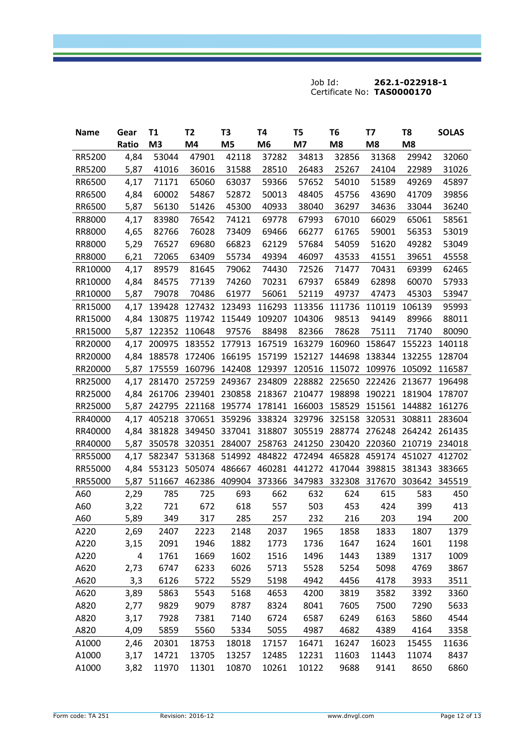Job Id: **262.1-022918-1**
Certificate No: **TAS0000170**

| Name | Gear Ratio | T1 M3 | T2 M4 | T3 M5 | T4 M6 | T5 M7 | T6 M8 | T7 M8 | T8 M8 | SOLAS |
|---|---|---|---|---|---|---|---|---|---|---|
| RR5200 | 4,84 | 53044 | 47901 | 42118 | 37282 | 34813 | 32856 | 31368 | 29942 | 32060 |
| RR5200 | 5,87 | 41016 | 36016 | 31588 | 28510 | 26483 | 25267 | 24104 | 22989 | 31026 |
| RR6500 | 4,17 | 71171 | 65060 | 63037 | 59366 | 57652 | 54010 | 51589 | 49269 | 45897 |
| RR6500 | 4,84 | 60002 | 54867 | 52872 | 50013 | 48405 | 45756 | 43690 | 41709 | 39856 |
| RR6500 | 5,87 | 56130 | 51426 | 45300 | 40933 | 38040 | 36297 | 34636 | 33044 | 36240 |
| RR8000 | 4,17 | 83980 | 76542 | 74121 | 69778 | 67993 | 67010 | 66029 | 65061 | 58561 |
| RR8000 | 4,65 | 82766 | 76028 | 73409 | 69466 | 66277 | 61765 | 59001 | 56353 | 53019 |
| RR8000 | 5,29 | 76527 | 69680 | 66823 | 62129 | 57684 | 54059 | 51620 | 49282 | 53049 |
| RR8000 | 6,21 | 72065 | 63409 | 55734 | 49394 | 46097 | 43533 | 41551 | 39651 | 45558 |
| RR10000 | 4,17 | 89579 | 81645 | 79062 | 74430 | 72526 | 71477 | 70431 | 69399 | 62465 |
| RR10000 | 4,84 | 84575 | 77139 | 74260 | 70231 | 67937 | 65849 | 62898 | 60070 | 57933 |
| RR10000 | 5,87 | 79078 | 70486 | 61977 | 56061 | 52119 | 49737 | 47473 | 45303 | 53947 |
| RR15000 | 4,17 | 139428 | 127432 | 123493 | 116293 | 113356 | 111736 | 110119 | 106139 | 95993 |
| RR15000 | 4,84 | 130875 | 119742 | 115449 | 109207 | 104306 | 98513 | 94149 | 89966 | 88011 |
| RR15000 | 5,87 | 122352 | 110648 | 97576 | 88498 | 82366 | 78628 | 75111 | 71740 | 80090 |
| RR20000 | 4,17 | 200975 | 183552 | 177913 | 167519 | 163279 | 160960 | 158647 | 155223 | 140118 |
| RR20000 | 4,84 | 188578 | 172406 | 166195 | 157199 | 152127 | 144698 | 138344 | 132255 | 128704 |
| RR20000 | 5,87 | 175559 | 160796 | 142408 | 129397 | 120516 | 115072 | 109976 | 105092 | 116587 |
| RR25000 | 4,17 | 281470 | 257259 | 249367 | 234809 | 228882 | 225650 | 222426 | 213677 | 196498 |
| RR25000 | 4,84 | 261706 | 239401 | 230858 | 218367 | 210477 | 198898 | 190221 | 181904 | 178707 |
| RR25000 | 5,87 | 242795 | 221168 | 195774 | 178141 | 166003 | 158529 | 151561 | 144882 | 161276 |
| RR40000 | 4,17 | 405218 | 370651 | 359296 | 338324 | 329796 | 325158 | 320531 | 308811 | 283604 |
| RR40000 | 4,84 | 381828 | 349450 | 337041 | 318807 | 305519 | 288774 | 276248 | 264242 | 261435 |
| RR40000 | 5,87 | 350578 | 320351 | 284007 | 258763 | 241250 | 230420 | 220360 | 210719 | 234018 |
| RR55000 | 4,17 | 582347 | 531368 | 514992 | 484822 | 472494 | 465828 | 459174 | 451027 | 412702 |
| RR55000 | 4,84 | 553123 | 505074 | 486667 | 460281 | 441272 | 417044 | 398815 | 381343 | 383665 |
| RR55000 | 5,87 | 511667 | 462386 | 409904 | 373366 | 347983 | 332308 | 317670 | 303642 | 345519 |
| A60 | 2,29 | 785 | 725 | 693 | 662 | 632 | 624 | 615 | 583 | 450 |
| A60 | 3,22 | 721 | 672 | 618 | 557 | 503 | 453 | 424 | 399 | 413 |
| A60 | 5,89 | 349 | 317 | 285 | 257 | 232 | 216 | 203 | 194 | 200 |
| A220 | 2,69 | 2407 | 2223 | 2148 | 2037 | 1965 | 1858 | 1833 | 1807 | 1379 |
| A220 | 3,15 | 2091 | 1946 | 1882 | 1773 | 1736 | 1647 | 1624 | 1601 | 1198 |
| A220 | 4 | 1761 | 1669 | 1602 | 1516 | 1496 | 1443 | 1389 | 1317 | 1009 |
| A620 | 2,73 | 6747 | 6233 | 6026 | 5713 | 5528 | 5254 | 5098 | 4769 | 3867 |
| A620 | 3,3 | 6126 | 5722 | 5529 | 5198 | 4942 | 4456 | 4178 | 3933 | 3511 |
| A620 | 3,89 | 5863 | 5543 | 5168 | 4653 | 4200 | 3819 | 3582 | 3392 | 3360 |
| A820 | 2,77 | 9829 | 9079 | 8787 | 8324 | 8041 | 7605 | 7500 | 7290 | 5633 |
| A820 | 3,17 | 7928 | 7381 | 7140 | 6724 | 6587 | 6249 | 6163 | 5860 | 4544 |
| A820 | 4,09 | 5859 | 5560 | 5334 | 5055 | 4987 | 4682 | 4389 | 4164 | 3358 |
| A1000 | 2,46 | 20301 | 18753 | 18018 | 17157 | 16471 | 16247 | 16023 | 15455 | 11636 |
| A1000 | 3,17 | 14721 | 13705 | 13257 | 12485 | 12231 | 11603 | 11443 | 11074 | 8437 |
| A1000 | 3,82 | 11970 | 11301 | 10870 | 10261 | 10122 | 9688 | 9141 | 8650 | 6860 |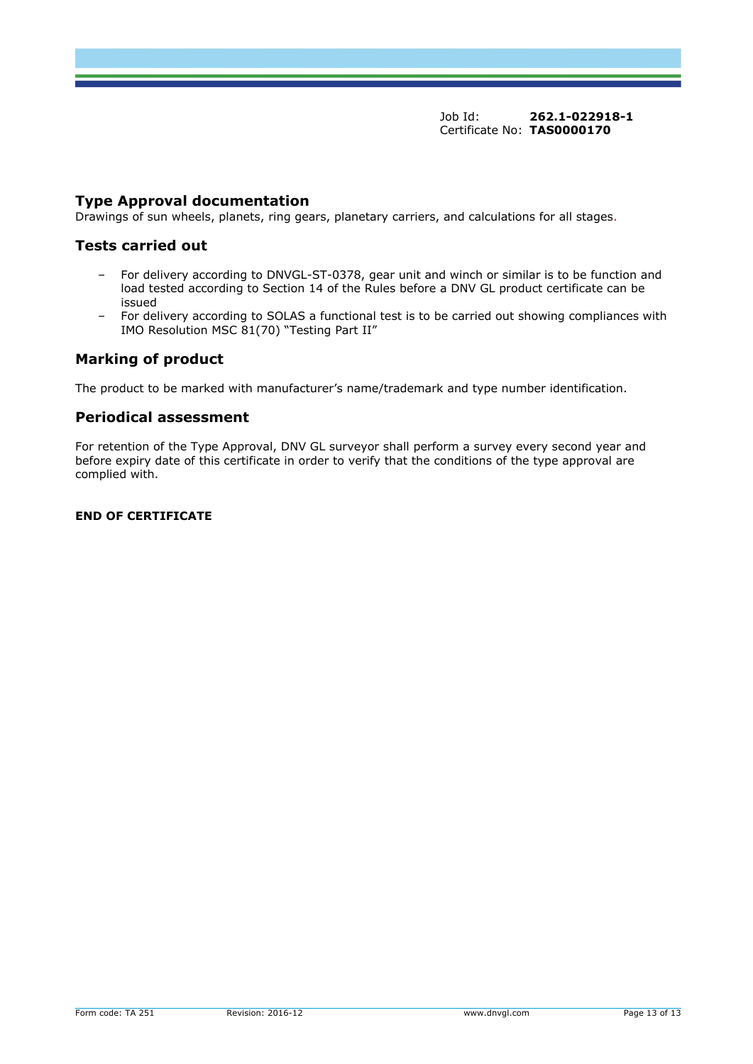Job Id: **262.1-022918-1**
Certificate No: **TAS0000170**

## Type Approval documentation

Drawings of sun wheels, planets, ring gears, planetary carriers, and calculations for all stages.

## Tests carried out

- For delivery according to DNVGL-ST-0378, gear unit and winch or similar is to be function and load tested according to Section 14 of the Rules before a DNV GL product certificate can be issued
- For delivery according to SOLAS a functional test is to be carried out showing compliances with IMO Resolution MSC 81(70) "Testing Part II"

## Marking of product

The product to be marked with manufacturer's name/trademark and type number identification.

## Periodical assessment

For retention of the Type Approval, DNV GL surveyor shall perform a survey every second year and before expiry date of this certificate in order to verify that the conditions of the type approval are complied with.

**END OF CERTIFICATE**